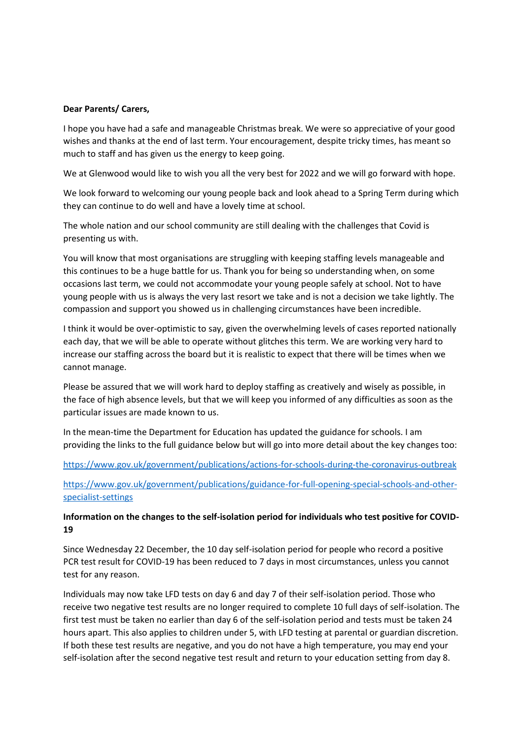**Dear Parents/ Carers,**

I hope you have had a safe and manageable Christmas break. We were so appreciative of your good wishes and thanks at the end of last term. Your encouragement, despite tricky times, has meant so much to staff and has given us the energy to keep going.

We at Glenwood would like to wish you all the very best for 2022 and we will go forward with hope.

We look forward to welcoming our young people back and look ahead to a Spring Term during which they can continue to do well and have a lovely time at school.

The whole nation and our school community are still dealing with the challenges that Covid is presenting us with.

You will know that most organisations are struggling with keeping staffing levels manageable and this continues to be a huge battle for us. Thank you for being so understanding when, on some occasions last term, we could not accommodate your young people safely at school. Not to have young people with us is always the very last resort we take and is not a decision we take lightly. The compassion and support you showed us in challenging circumstances have been incredible.

I think it would be over-optimistic to say, given the overwhelming levels of cases reported nationally each day, that we will be able to operate without glitches this term. We are working very hard to increase our staffing across the board but it is realistic to expect that there will be times when we cannot manage.

Please be assured that we will work hard to deploy staffing as creatively and wisely as possible, in the face of high absence levels, but that we will keep you informed of any difficulties as soon as the particular issues are made known to us.

In the mean-time the Department for Education has updated the guidance for schools. I am providing the links to the full guidance below but will go into more detail about the key changes too:

https://www.gov.uk/government/publications/actions-for-schools-during-the-coronavirus-outbreak

https://www.gov.uk/government/publications/guidance-for-full-opening-special-schools-and-other-specialist-settings

**Information on the changes to the self-isolation period for individuals who test positive for COVID-19**

Since Wednesday 22 December, the 10 day self-isolation period for people who record a positive PCR test result for COVID-19 has been reduced to 7 days in most circumstances, unless you cannot test for any reason.

Individuals may now take LFD tests on day 6 and day 7 of their self-isolation period. Those who receive two negative test results are no longer required to complete 10 full days of self-isolation. The first test must be taken no earlier than day 6 of the self-isolation period and tests must be taken 24 hours apart. This also applies to children under 5, with LFD testing at parental or guardian discretion. If both these test results are negative, and you do not have a high temperature, you may end your self-isolation after the second negative test result and return to your education setting from day 8.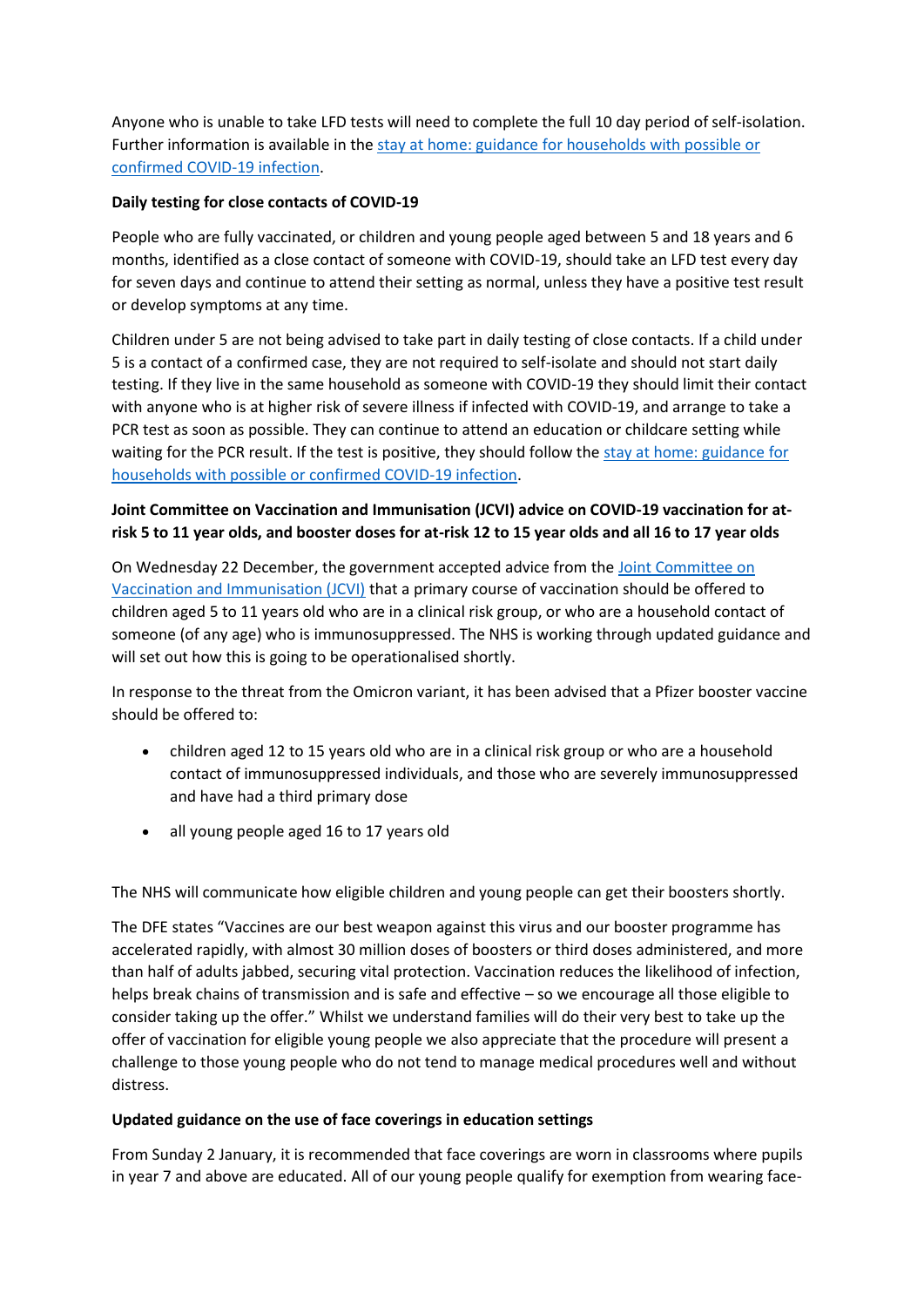Anyone who is unable to take LFD tests will need to complete the full 10 day period of self-isolation. Further information is available in the [stay at home: guidance for households with possible or confirmed COVID-19 infection](stay-at-home-guidance).

**Daily testing for close contacts of COVID-19**

People who are fully vaccinated, or children and young people aged between 5 and 18 years and 6 months, identified as a close contact of someone with COVID-19, should take an LFD test every day for seven days and continue to attend their setting as normal, unless they have a positive test result or develop symptoms at any time.

Children under 5 are not being advised to take part in daily testing of close contacts. If a child under 5 is a contact of a confirmed case, they are not required to self-isolate and should not start daily testing. If they live in the same household as someone with COVID-19 they should limit their contact with anyone who is at higher risk of severe illness if infected with COVID-19, and arrange to take a PCR test as soon as possible. They can continue to attend an education or childcare setting while waiting for the PCR result. If the test is positive, they should follow the stay at home: guidance for households with possible or confirmed COVID-19 infection.

**Joint Committee on Vaccination and Immunisation (JCVI) advice on COVID-19 vaccination for at-risk 5 to 11 year olds, and booster doses for at-risk 12 to 15 year olds and all 16 to 17 year olds**

On Wednesday 22 December, the government accepted advice from the Joint Committee on Vaccination and Immunisation (JCVI) that a primary course of vaccination should be offered to children aged 5 to 11 years old who are in a clinical risk group, or who are a household contact of someone (of any age) who is immunosuppressed. The NHS is working through updated guidance and will set out how this is going to be operationalised shortly.

In response to the threat from the Omicron variant, it has been advised that a Pfizer booster vaccine should be offered to:

- children aged 12 to 15 years old who are in a clinical risk group or who are a household contact of immunosuppressed individuals, and those who are severely immunosuppressed and have had a third primary dose
- all young people aged 16 to 17 years old

The NHS will communicate how eligible children and young people can get their boosters shortly.

The DFE states "Vaccines are our best weapon against this virus and our booster programme has accelerated rapidly, with almost 30 million doses of boosters or third doses administered, and more than half of adults jabbed, securing vital protection. Vaccination reduces the likelihood of infection, helps break chains of transmission and is safe and effective – so we encourage all those eligible to consider taking up the offer." Whilst we understand families will do their very best to take up the offer of vaccination for eligible young people we also appreciate that the procedure will present a challenge to those young people who do not tend to manage medical procedures well and without distress.

**Updated guidance on the use of face coverings in education settings**

From Sunday 2 January, it is recommended that face coverings are worn in classrooms where pupils in year 7 and above are educated. All of our young people qualify for exemption from wearing face-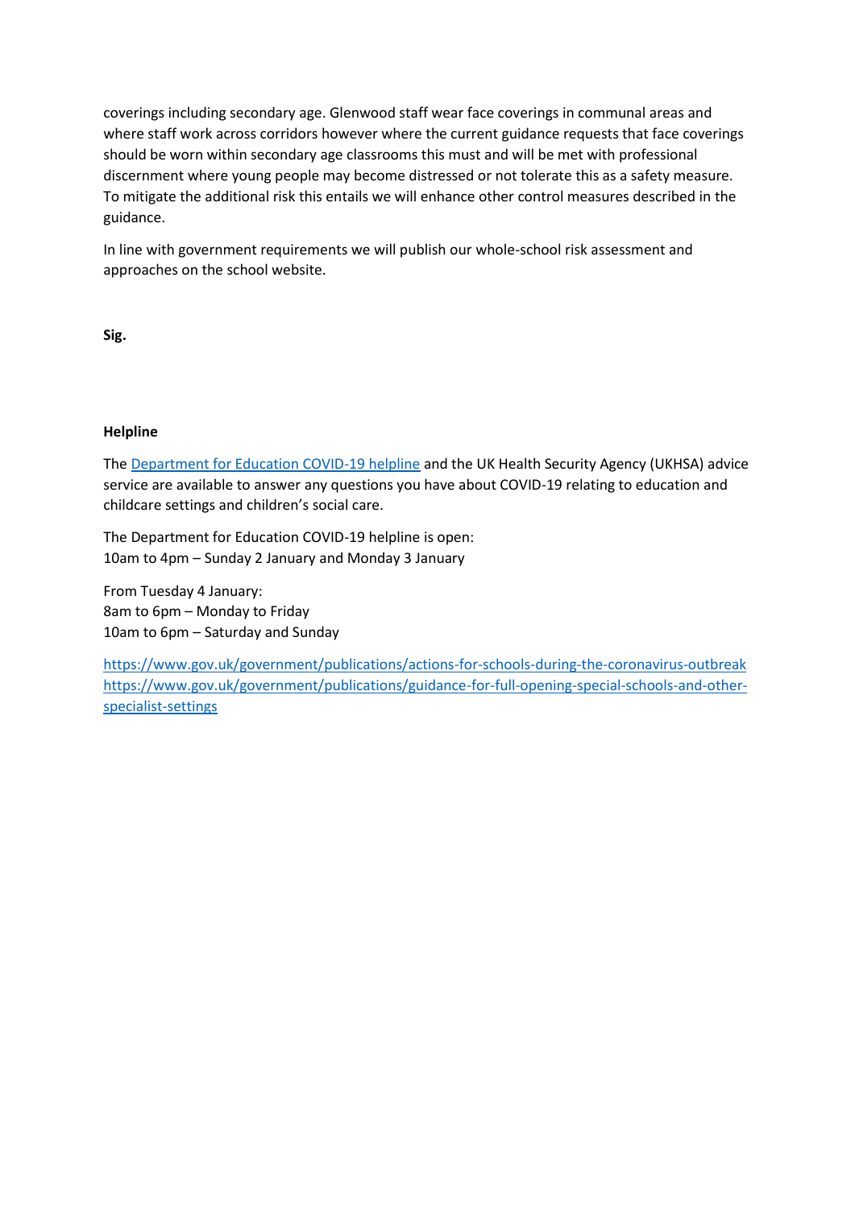coverings including secondary age. Glenwood staff wear face coverings in communal areas and where staff work across corridors however where the current guidance requests that face coverings should be worn within secondary age classrooms this must and will be met with professional discernment where young people may become distressed or not tolerate this as a safety measure. To mitigate the additional risk this entails we will enhance other control measures described in the guidance.

In line with government requirements we will publish our whole-school risk assessment and approaches on the school website.

**Sig.**

**Helpline**

The [Department for Education COVID-19 helpline]() and the UK Health Security Agency (UKHSA) advice service are available to answer any questions you have about COVID-19 relating to education and childcare settings and children's social care.

The Department for Education COVID-19 helpline is open:
10am to 4pm – Sunday 2 January and Monday 3 January

From Tuesday 4 January:
8am to 6pm – Monday to Friday
10am to 6pm – Saturday and Sunday

https://www.gov.uk/government/publications/actions-for-schools-during-the-coronavirus-outbreak
https://www.gov.uk/government/publications/guidance-for-full-opening-special-schools-and-other-specialist-settings